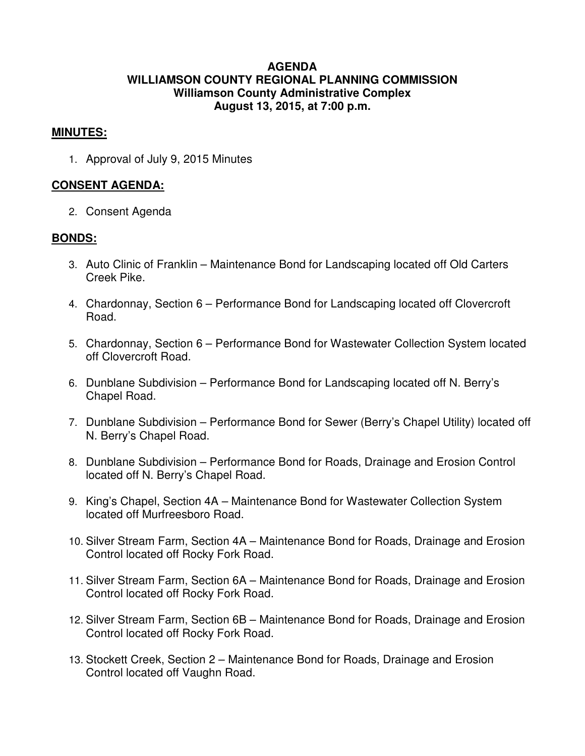**AGENDA**
**WILLIAMSON COUNTY REGIONAL PLANNING COMMISSION**
**Williamson County Administrative Complex**
**August 13, 2015, at 7:00 p.m.**

## MINUTES:

1. Approval of July 9, 2015 Minutes

## CONSENT AGENDA:

2. Consent Agenda

## BONDS:

3. Auto Clinic of Franklin – Maintenance Bond for Landscaping located off Old Carters Creek Pike.
4. Chardonnay, Section 6 – Performance Bond for Landscaping located off Clovercroft Road.
5. Chardonnay, Section 6 – Performance Bond for Wastewater Collection System located off Clovercroft Road.
6. Dunblane Subdivision – Performance Bond for Landscaping located off N. Berry's Chapel Road.
7. Dunblane Subdivision – Performance Bond for Sewer (Berry's Chapel Utility) located off N. Berry's Chapel Road.
8. Dunblane Subdivision – Performance Bond for Roads, Drainage and Erosion Control located off N. Berry's Chapel Road.
9. King's Chapel, Section 4A – Maintenance Bond for Wastewater Collection System located off Murfreesboro Road.
10. Silver Stream Farm, Section 4A – Maintenance Bond for Roads, Drainage and Erosion Control located off Rocky Fork Road.
11. Silver Stream Farm, Section 6A – Maintenance Bond for Roads, Drainage and Erosion Control located off Rocky Fork Road.
12. Silver Stream Farm, Section 6B – Maintenance Bond for Roads, Drainage and Erosion Control located off Rocky Fork Road.
13. Stockett Creek, Section 2 – Maintenance Bond for Roads, Drainage and Erosion Control located off Vaughn Road.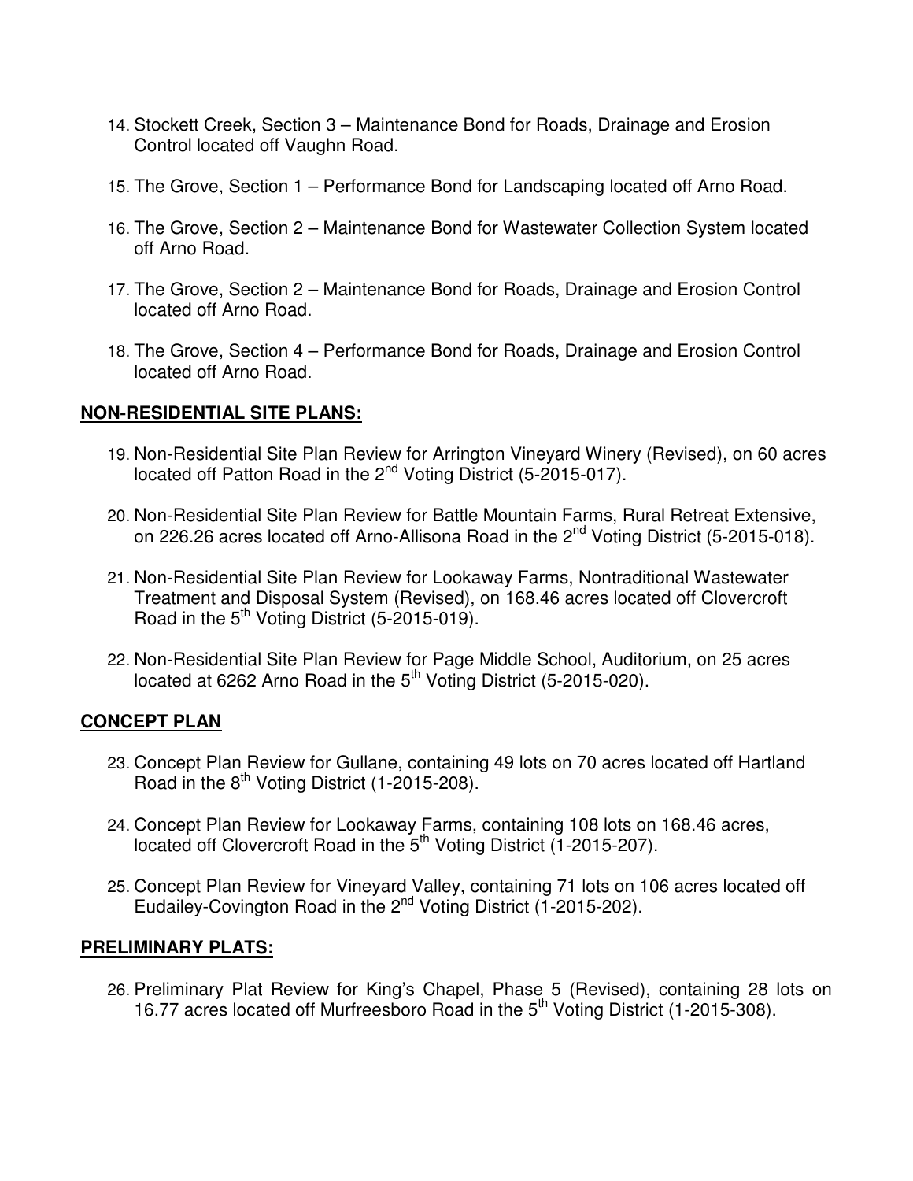14. Stockett Creek, Section 3 – Maintenance Bond for Roads, Drainage and Erosion Control located off Vaughn Road.

15. The Grove, Section 1 – Performance Bond for Landscaping located off Arno Road.

16. The Grove, Section 2 – Maintenance Bond for Wastewater Collection System located off Arno Road.

17. The Grove, Section 2 – Maintenance Bond for Roads, Drainage and Erosion Control located off Arno Road.

18. The Grove, Section 4 – Performance Bond for Roads, Drainage and Erosion Control located off Arno Road.

**NON-RESIDENTIAL SITE PLANS:**

19. Non-Residential Site Plan Review for Arrington Vineyard Winery (Revised), on 60 acres located off Patton Road in the 2nd Voting District (5-2015-017).

20. Non-Residential Site Plan Review for Battle Mountain Farms, Rural Retreat Extensive, on 226.26 acres located off Arno-Allisona Road in the 2nd Voting District (5-2015-018).

21. Non-Residential Site Plan Review for Lookaway Farms, Nontraditional Wastewater Treatment and Disposal System (Revised), on 168.46 acres located off Clovercroft Road in the 5th Voting District (5-2015-019).

22. Non-Residential Site Plan Review for Page Middle School, Auditorium, on 25 acres located at 6262 Arno Road in the 5th Voting District (5-2015-020).

**CONCEPT PLAN**

23. Concept Plan Review for Gullane, containing 49 lots on 70 acres located off Hartland Road in the 8th Voting District (1-2015-208).

24. Concept Plan Review for Lookaway Farms, containing 108 lots on 168.46 acres, located off Clovercroft Road in the 5th Voting District (1-2015-207).

25. Concept Plan Review for Vineyard Valley, containing 71 lots on 106 acres located off Eudailey-Covington Road in the 2nd Voting District (1-2015-202).

**PRELIMINARY PLATS:**

26. Preliminary Plat Review for King's Chapel, Phase 5 (Revised), containing 28 lots on 16.77 acres located off Murfreesboro Road in the 5th Voting District (1-2015-308).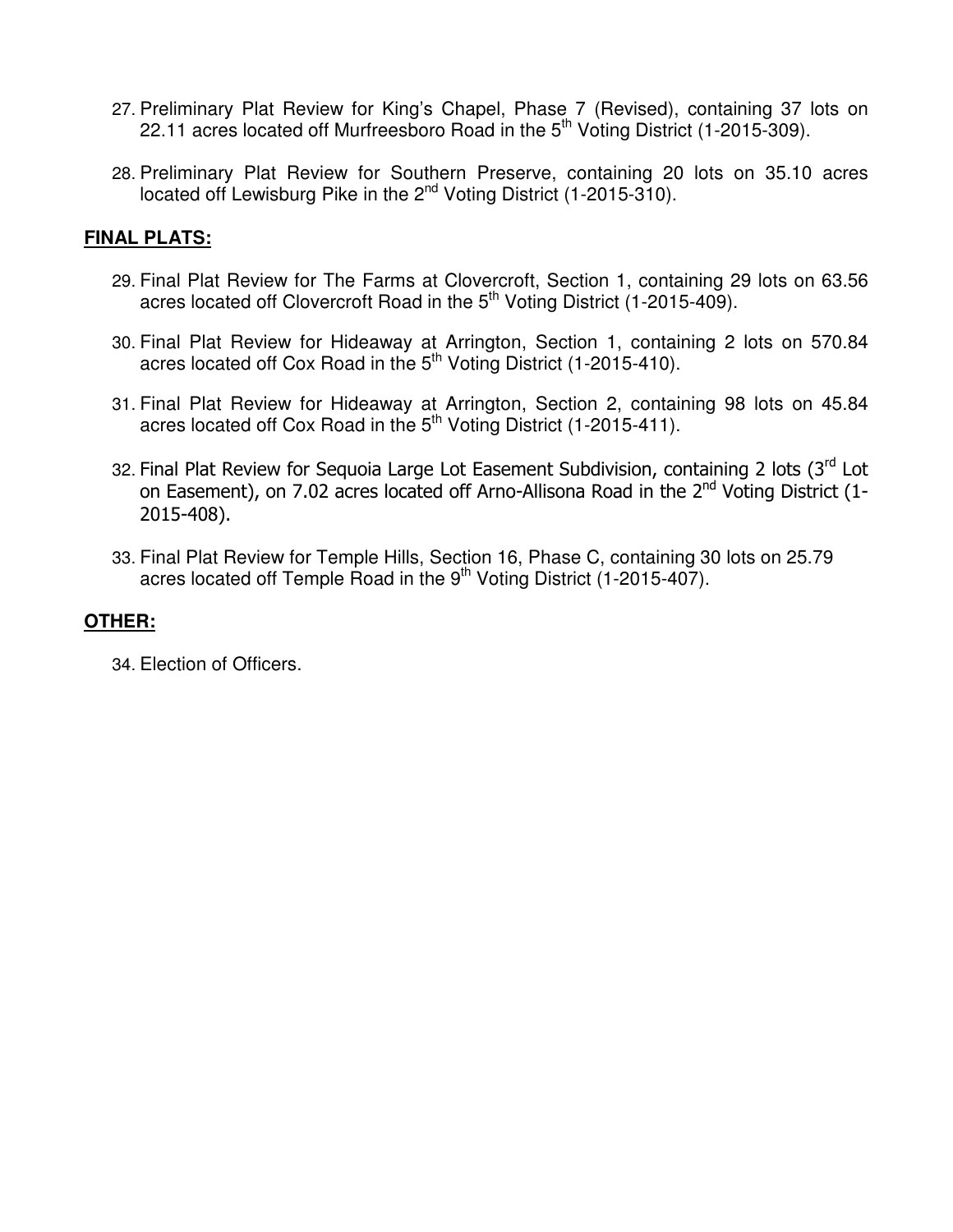27. Preliminary Plat Review for King's Chapel, Phase 7 (Revised), containing 37 lots on 22.11 acres located off Murfreesboro Road in the 5th Voting District (1-2015-309).

28. Preliminary Plat Review for Southern Preserve, containing 20 lots on 35.10 acres located off Lewisburg Pike in the 2nd Voting District (1-2015-310).

**FINAL PLATS:**

29. Final Plat Review for The Farms at Clovercroft, Section 1, containing 29 lots on 63.56 acres located off Clovercroft Road in the 5th Voting District (1-2015-409).

30. Final Plat Review for Hideaway at Arrington, Section 1, containing 2 lots on 570.84 acres located off Cox Road in the 5th Voting District (1-2015-410).

31. Final Plat Review for Hideaway at Arrington, Section 2, containing 98 lots on 45.84 acres located off Cox Road in the 5th Voting District (1-2015-411).

32. Final Plat Review for Sequoia Large Lot Easement Subdivision, containing 2 lots (3rd Lot on Easement), on 7.02 acres located off Arno-Allisona Road in the 2nd Voting District (1-2015-408).

33. Final Plat Review for Temple Hills, Section 16, Phase C, containing 30 lots on 25.79 acres located off Temple Road in the 9th Voting District (1-2015-407).

**OTHER:**

34. Election of Officers.